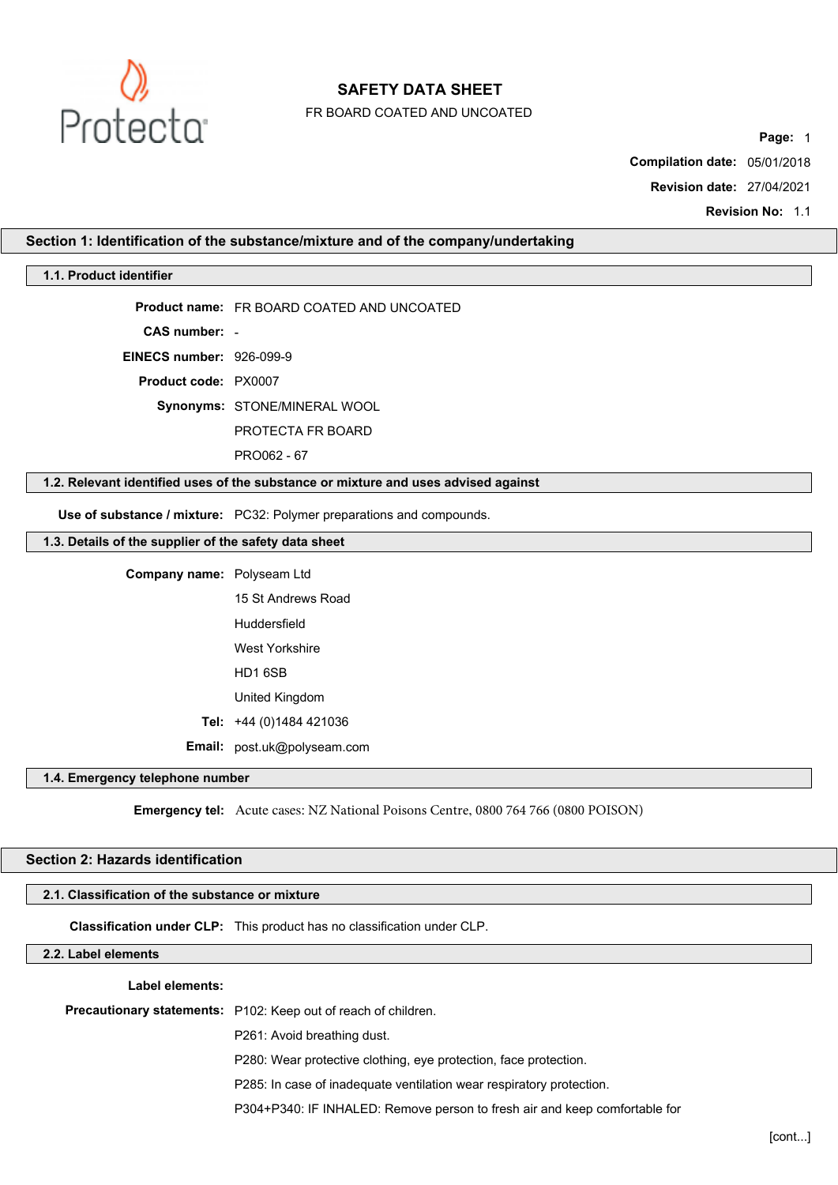# SAFETY DATA SHEET

FR BOARD COATED AND UNCOATED

**Compilation date:** 05/01/2018

**Revision date:** 27/04/2021

**Revision No:** 1.1

## Section 1: Identification of the substance/mixture and of the company/undertaking

### 1.1. Product identifier

**Product name:** FR BOARD COATED AND UNCOATED

**CAS number:** -

**EINECS number:** 926-099-9

**Product code:** PX0007

**Synonyms:** STONE/MINERAL WOOL

PROTECTA FR BOARD

PRO062 - 67

### 1.2. Relevant identified uses of the substance or mixture and uses advised against

**Use of substance / mixture:** PC32: Polymer preparations and compounds.

### 1.3. Details of the supplier of the safety data sheet

**Company name:** Polyseam Ltd

15 St Andrews Road

Huddersfield

West Yorkshire

HD1 6SB

United Kingdom

**Tel:** +44 (0)1484 421036

**Email:** post.uk@polyseam.com

### 1.4. Emergency telephone number

**Emergency tel:** Acute cases: NZ National Poisons Centre, 0800 764 766 (0800 POISON)

## Section 2: Hazards identification

### 2.1. Classification of the substance or mixture

**Classification under CLP:** This product has no classification under CLP.

### 2.2. Label elements

**Label elements:**

**Precautionary statements:** P102: Keep out of reach of children.

P261: Avoid breathing dust.

P280: Wear protective clothing, eye protection, face protection.

P285: In case of inadequate ventilation wear respiratory protection.

P304+P340: IF INHALED: Remove person to fresh air and keep comfortable for

[cont...]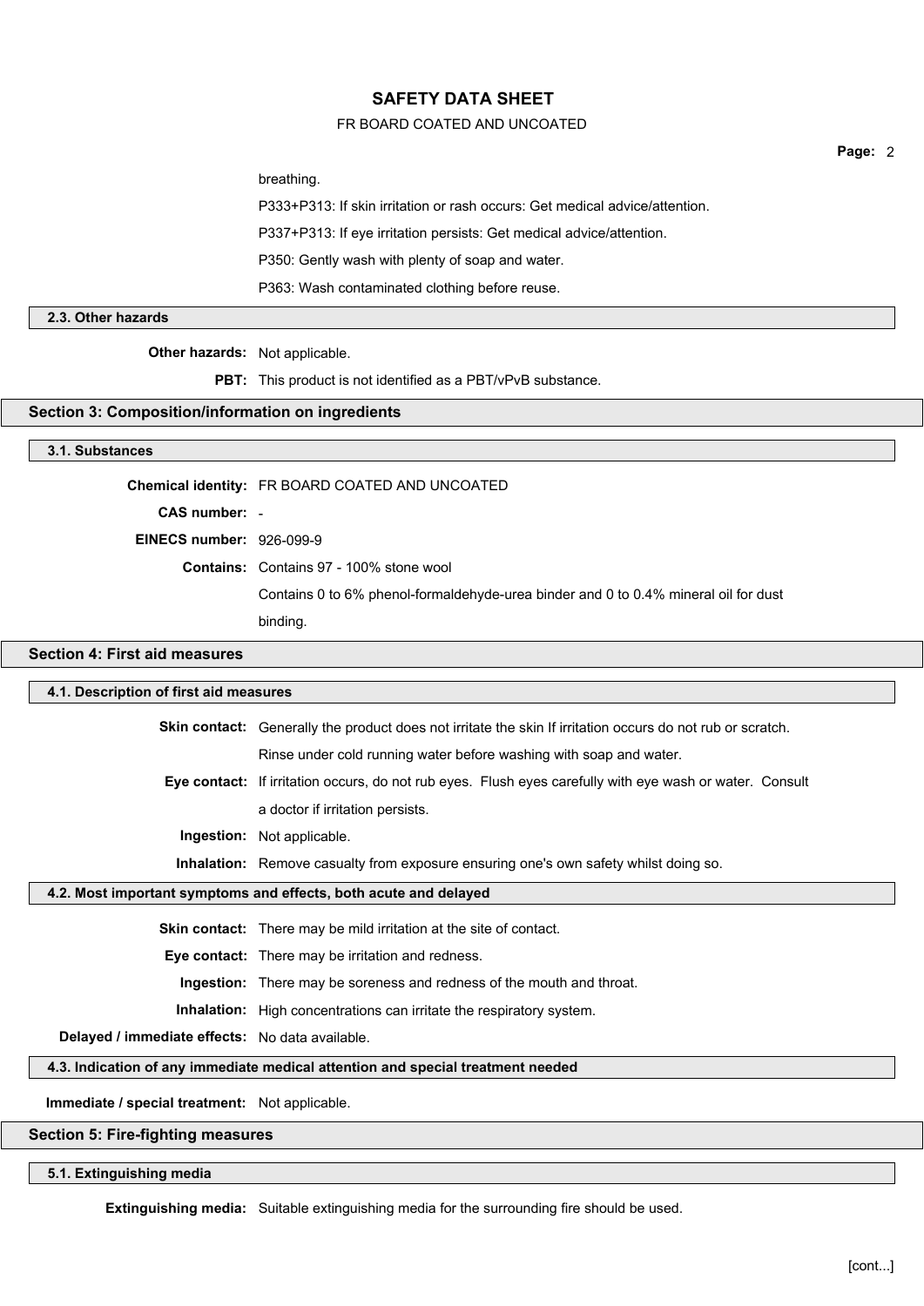breathing.

P333+P313: If skin irritation or rash occurs: Get medical advice/attention.

P337+P313: If eye irritation persists: Get medical advice/attention.

P350: Gently wash with plenty of soap and water.

P363: Wash contaminated clothing before reuse.

### 2.3. Other hazards

**Other hazards:** Not applicable.

**PBT:** This product is not identified as a PBT/vPvB substance.

## Section 3: Composition/information on ingredients

### 3.1. Substances

**Chemical identity:** FR BOARD COATED AND UNCOATED

**CAS number:** -

**EINECS number:** 926-099-9

**Contains:** Contains 97 - 100% stone wool

Contains 0 to 6% phenol-formaldehyde-urea binder and 0 to 0.4% mineral oil for dust binding.

## Section 4: First aid measures

### 4.1. Description of first aid measures

**Skin contact:** Generally the product does not irritate the skin If irritation occurs do not rub or scratch. Rinse under cold running water before washing with soap and water.

**Eye contact:** If irritation occurs, do not rub eyes. Flush eyes carefully with eye wash or water. Consult a doctor if irritation persists.

**Ingestion:** Not applicable.

**Inhalation:** Remove casualty from exposure ensuring one's own safety whilst doing so.

### 4.2. Most important symptoms and effects, both acute and delayed

**Skin contact:** There may be mild irritation at the site of contact.

**Eye contact:** There may be irritation and redness.

**Ingestion:** There may be soreness and redness of the mouth and throat.

**Inhalation:** High concentrations can irritate the respiratory system.

**Delayed / immediate effects:** No data available.

### 4.3. Indication of any immediate medical attention and special treatment needed

**Immediate / special treatment:** Not applicable.

## Section 5: Fire-fighting measures

### 5.1. Extinguishing media

**Extinguishing media:** Suitable extinguishing media for the surrounding fire should be used.

[cont...]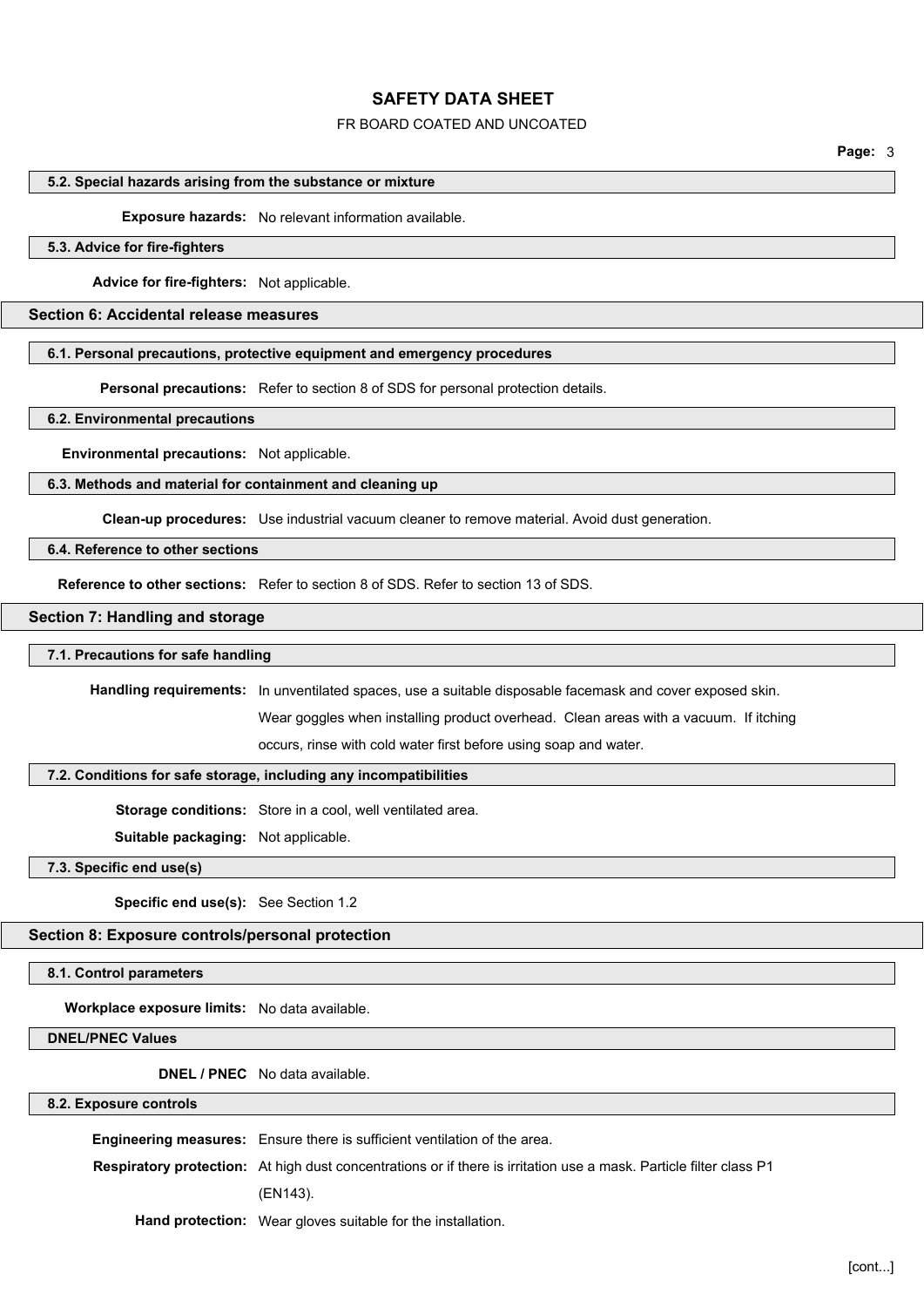### 5.2. Special hazards arising from the substance or mixture

**Exposure hazards:** No relevant information available.

### 5.3. Advice for fire-fighters

**Advice for fire-fighters:** Not applicable.

## Section 6: Accidental release measures

### 6.1. Personal precautions, protective equipment and emergency procedures

**Personal precautions:** Refer to section 8 of SDS for personal protection details.

### 6.2. Environmental precautions

**Environmental precautions:** Not applicable.

### 6.3. Methods and material for containment and cleaning up

**Clean-up procedures:** Use industrial vacuum cleaner to remove material. Avoid dust generation.

### 6.4. Reference to other sections

**Reference to other sections:** Refer to section 8 of SDS. Refer to section 13 of SDS.

## Section 7: Handling and storage

### 7.1. Precautions for safe handling

**Handling requirements:** In unventilated spaces, use a suitable disposable facemask and cover exposed skin. Wear goggles when installing product overhead. Clean areas with a vacuum. If itching occurs, rinse with cold water first before using soap and water.

### 7.2. Conditions for safe storage, including any incompatibilities

**Storage conditions:** Store in a cool, well ventilated area.

**Suitable packaging:** Not applicable.

### 7.3. Specific end use(s)

**Specific end use(s):** See Section 1.2

## Section 8: Exposure controls/personal protection

### 8.1. Control parameters

**Workplace exposure limits:** No data available.

### DNEL/PNEC Values

**DNEL / PNEC** No data available.

### 8.2. Exposure controls

**Engineering measures:** Ensure there is sufficient ventilation of the area.

**Respiratory protection:** At high dust concentrations or if there is irritation use a mask. Particle filter class P1 (EN143).

**Hand protection:** Wear gloves suitable for the installation.

[cont...]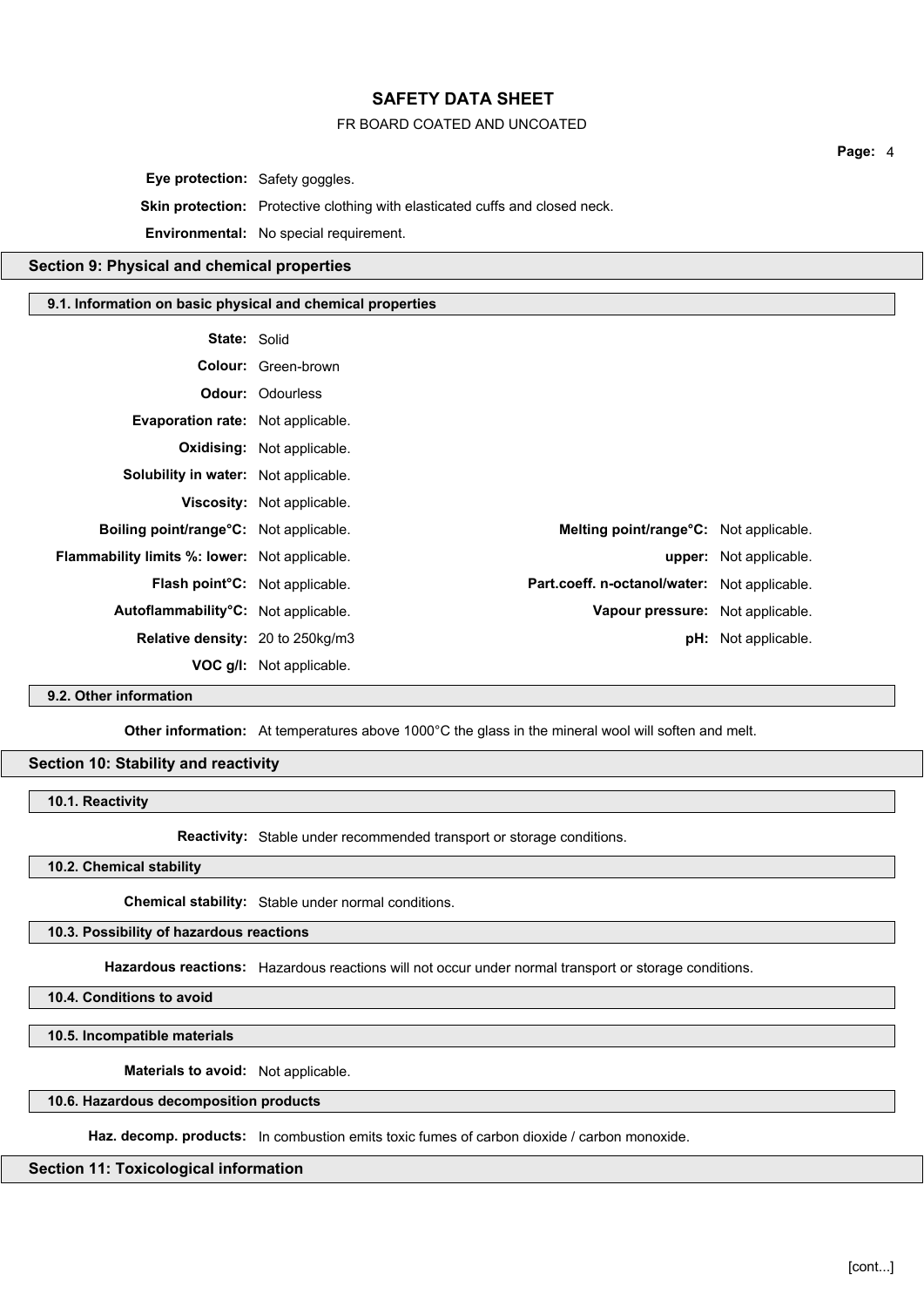**Eye protection:** Safety goggles.

**Skin protection:** Protective clothing with elasticated cuffs and closed neck.

**Environmental:** No special requirement.

## Section 9: Physical and chemical properties

### 9.1. Information on basic physical and chemical properties

**State:** Solid

**Colour:** Green-brown

**Odour:** Odourless

**Evaporation rate:** Not applicable.

**Oxidising:** Not applicable.

**Solubility in water:** Not applicable.

**Viscosity:** Not applicable.

| | | | |
|---|---|---|---|
| **Boiling point/range°C:** | Not applicable. | **Melting point/range°C:** | Not applicable. |
| **Flammability limits %: lower:** | Not applicable. | **upper:** | Not applicable. |
| **Flash point°C:** | Not applicable. | **Part.coeff. n-octanol/water:** | Not applicable. |
| **Autoflammability°C:** | Not applicable. | **Vapour pressure:** | Not applicable. |
| **Relative density:** | 20 to 250kg/m3 | **pH:** | Not applicable. |
| **VOC g/l:** | Not applicable. | | |

### 9.2. Other information

**Other information:** At temperatures above 1000°C the glass in the mineral wool will soften and melt.

## Section 10: Stability and reactivity

### 10.1. Reactivity

**Reactivity:** Stable under recommended transport or storage conditions.

### 10.2. Chemical stability

**Chemical stability:** Stable under normal conditions.

### 10.3. Possibility of hazardous reactions

**Hazardous reactions:** Hazardous reactions will not occur under normal transport or storage conditions.

### 10.4. Conditions to avoid

### 10.5. Incompatible materials

**Materials to avoid:** Not applicable.

### 10.6. Hazardous decomposition products

**Haz. decomp. products:** In combustion emits toxic fumes of carbon dioxide / carbon monoxide.

## Section 11: Toxicological information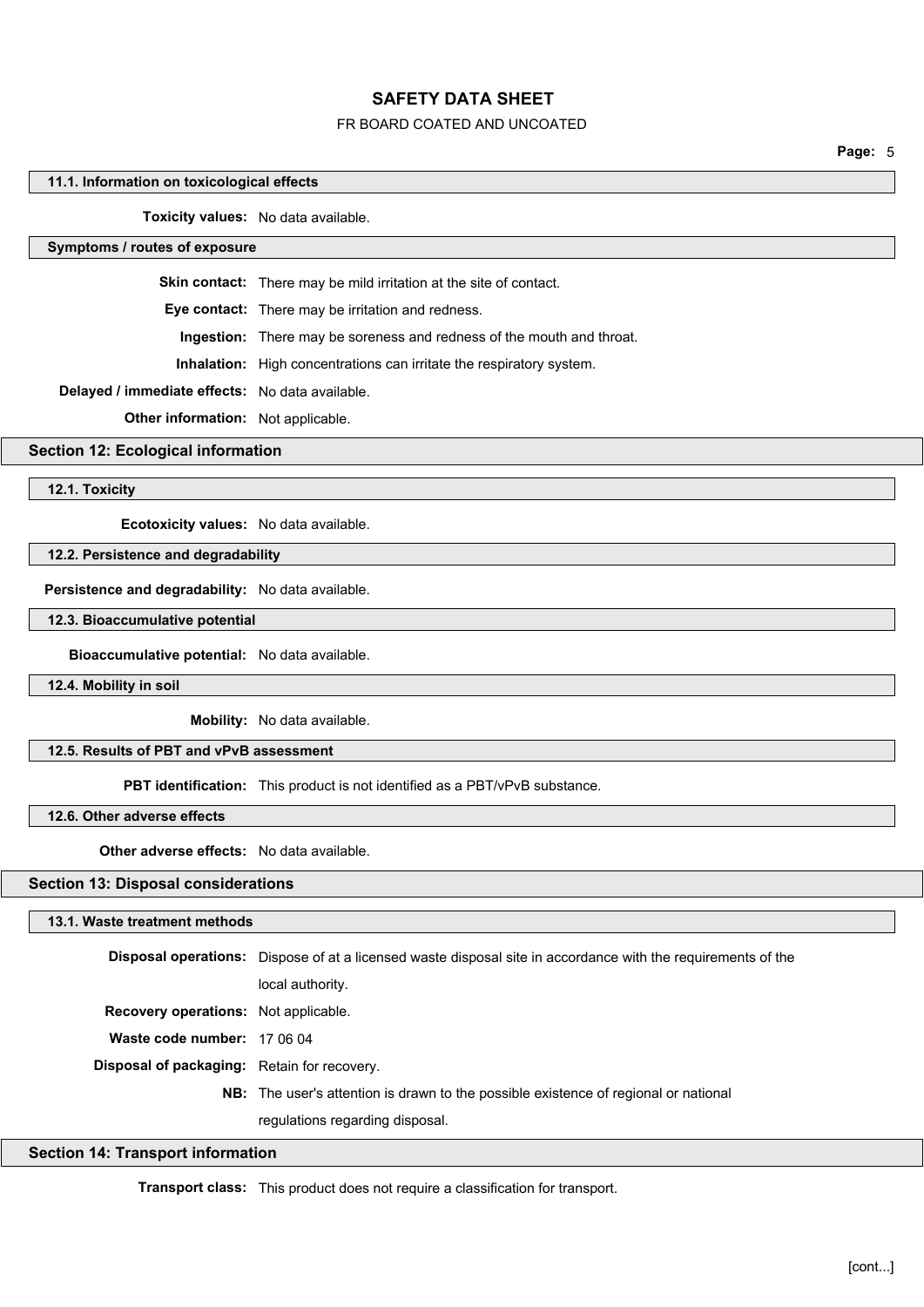### 11.1. Information on toxicological effects

**Toxicity values:** No data available.

### Symptoms / routes of exposure

**Skin contact:** There may be mild irritation at the site of contact.

**Eye contact:** There may be irritation and redness.

**Ingestion:** There may be soreness and redness of the mouth and throat.

**Inhalation:** High concentrations can irritate the respiratory system.

**Delayed / immediate effects:** No data available.

**Other information:** Not applicable.

## Section 12: Ecological information

### 12.1. Toxicity

**Ecotoxicity values:** No data available.

### 12.2. Persistence and degradability

**Persistence and degradability:** No data available.

### 12.3. Bioaccumulative potential

**Bioaccumulative potential:** No data available.

### 12.4. Mobility in soil

**Mobility:** No data available.

### 12.5. Results of PBT and vPvB assessment

**PBT identification:** This product is not identified as a PBT/vPvB substance.

### 12.6. Other adverse effects

**Other adverse effects:** No data available.

## Section 13: Disposal considerations

### 13.1. Waste treatment methods

**Disposal operations:** Dispose of at a licensed waste disposal site in accordance with the requirements of the local authority.

**Recovery operations:** Not applicable.

**Waste code number:** 17 06 04

**Disposal of packaging:** Retain for recovery.

**NB:** The user's attention is drawn to the possible existence of regional or national regulations regarding disposal.

## Section 14: Transport information

**Transport class:** This product does not require a classification for transport.

[cont...]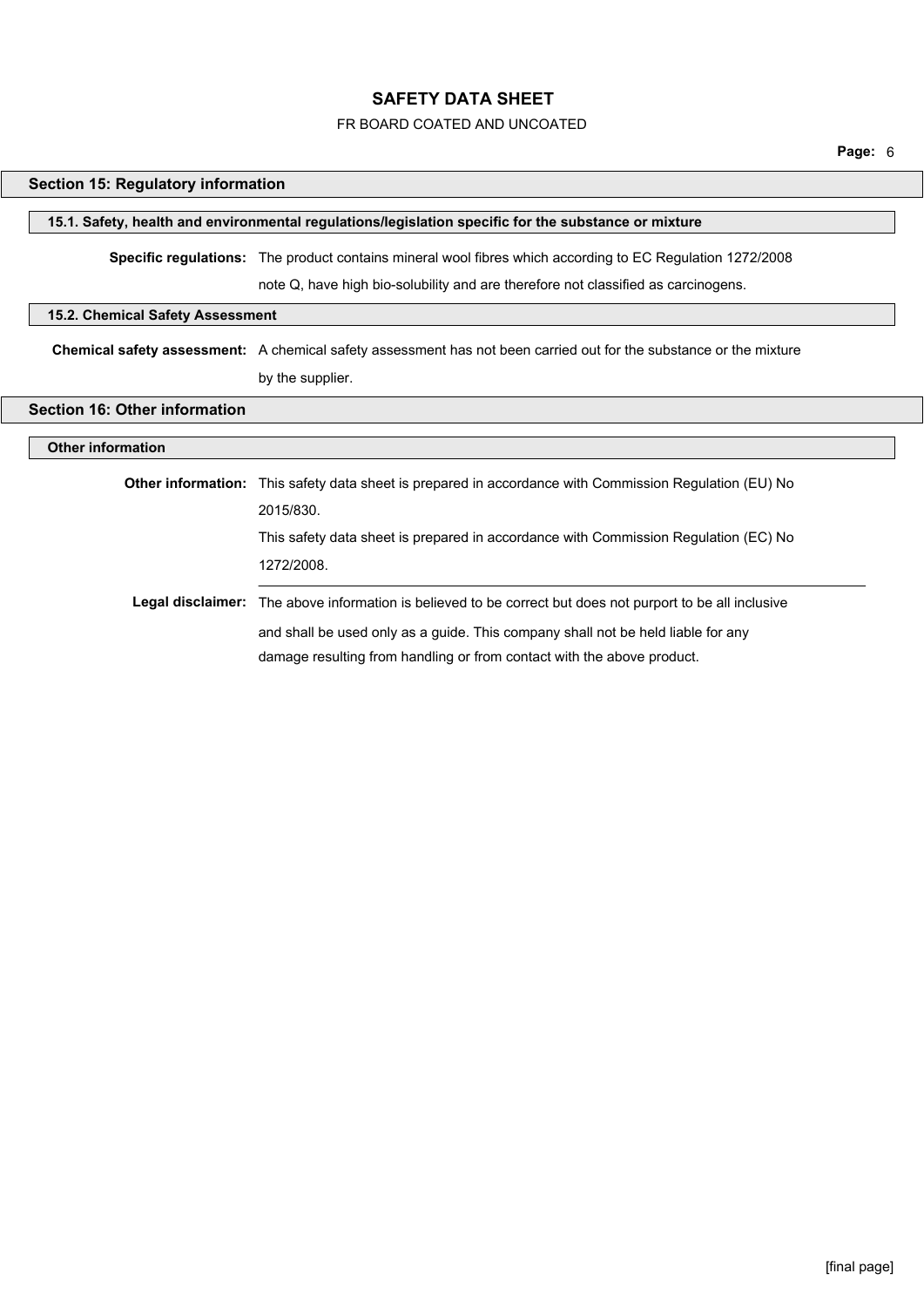## Section 15: Regulatory information

### 15.1. Safety, health and environmental regulations/legislation specific for the substance or mixture

**Specific regulations:** The product contains mineral wool fibres which according to EC Regulation 1272/2008 note Q, have high bio-solubility and are therefore not classified as carcinogens.

### 15.2. Chemical Safety Assessment

**Chemical safety assessment:** A chemical safety assessment has not been carried out for the substance or the mixture by the supplier.

## Section 16: Other information

### Other information

**Other information:** This safety data sheet is prepared in accordance with Commission Regulation (EU) No 2015/830.

This safety data sheet is prepared in accordance with Commission Regulation (EC) No 1272/2008.

---

**Legal disclaimer:** The above information is believed to be correct but does not purport to be all inclusive and shall be used only as a guide. This company shall not be held liable for any damage resulting from handling or from contact with the above product.

[final page]